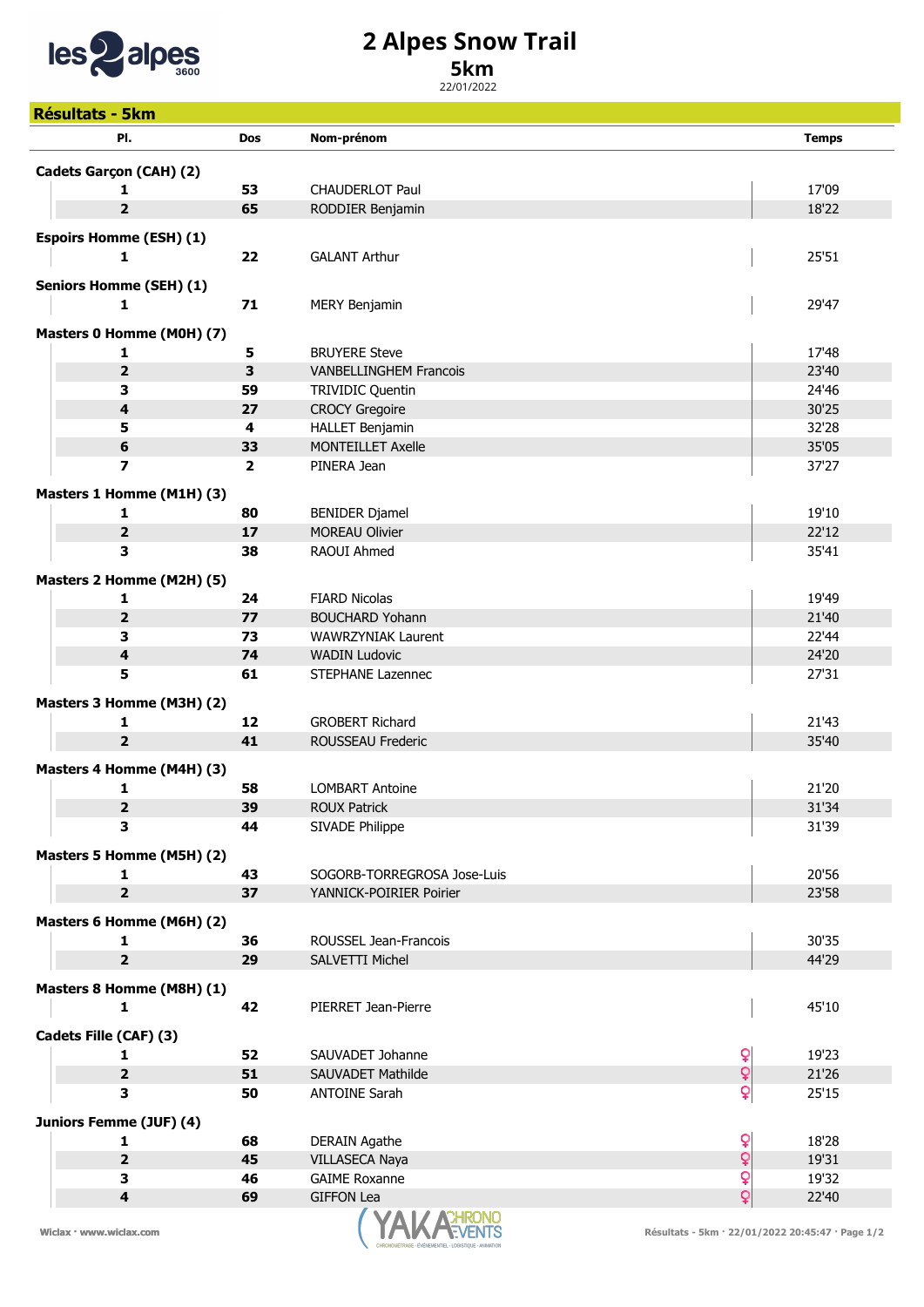# 2 Alpes Snow Trail

## 5km

22/01/2022

### Résultats - 5km

| Pl. | Dos | Nom-prénom | | Temps |
|---|---|---|---|---|
| **Cadets Garçon (CAH) (2)** | | | | |
| 1 | 53 | CHAUDERLOT Paul | | 17'09 |
| 2 | 65 | RODDIER Benjamin | | 18'22 |
| **Espoirs Homme (ESH) (1)** | | | | |
| 1 | 22 | GALANT Arthur | | 25'51 |
| **Seniors Homme (SEH) (1)** | | | | |
| 1 | 71 | MERY Benjamin | | 29'47 |
| **Masters 0 Homme (M0H) (7)** | | | | |
| 1 | 5 | BRUYERE Steve | | 17'48 |
| 2 | 3 | VANBELLINGHEM Francois | | 23'40 |
| 3 | 59 | TRIVIDIC Quentin | | 24'46 |
| 4 | 27 | CROCY Gregoire | | 30'25 |
| 5 | 4 | HALLET Benjamin | | 32'28 |
| 6 | 33 | MONTEILLET Axelle | | 35'05 |
| 7 | 2 | PINERA Jean | | 37'27 |
| **Masters 1 Homme (M1H) (3)** | | | | |
| 1 | 80 | BENIDER Djamel | | 19'10 |
| 2 | 17 | MOREAU Olivier | | 22'12 |
| 3 | 38 | RAOUI Ahmed | | 35'41 |
| **Masters 2 Homme (M2H) (5)** | | | | |
| 1 | 24 | FIARD Nicolas | | 19'49 |
| 2 | 77 | BOUCHARD Yohann | | 21'40 |
| 3 | 73 | WAWRZYNIAK Laurent | | 22'44 |
| 4 | 74 | WADIN Ludovic | | 24'20 |
| 5 | 61 | STEPHANE Lazennec | | 27'31 |
| **Masters 3 Homme (M3H) (2)** | | | | |
| 1 | 12 | GROBERT Richard | | 21'43 |
| 2 | 41 | ROUSSEAU Frederic | | 35'40 |
| **Masters 4 Homme (M4H) (3)** | | | | |
| 1 | 58 | LOMBART Antoine | | 21'20 |
| 2 | 39 | ROUX Patrick | | 31'34 |
| 3 | 44 | SIVADE Philippe | | 31'39 |
| **Masters 5 Homme (M5H) (2)** | | | | |
| 1 | 43 | SOGORB-TORREGROSA Jose-Luis | | 20'56 |
| 2 | 37 | YANNICK-POIRIER Poirier | | 23'58 |
| **Masters 6 Homme (M6H) (2)** | | | | |
| 1 | 36 | ROUSSEL Jean-Francois | | 30'35 |
| 2 | 29 | SALVETTI Michel | | 44'29 |
| **Masters 8 Homme (M8H) (1)** | | | | |
| 1 | 42 | PIERRET Jean-Pierre | | 45'10 |
| **Cadets Fille (CAF) (3)** | | | | |
| 1 | 52 | SAUVADET Johanne | ♀ | 19'23 |
| 2 | 51 | SAUVADET Mathilde | ♀ | 21'26 |
| 3 | 50 | ANTOINE Sarah | ♀ | 25'15 |
| **Juniors Femme (JUF) (4)** | | | | |
| 1 | 68 | DERAIN Agathe | ♀ | 18'28 |
| 2 | 45 | VILLASECA Naya | ♀ | 19'31 |
| 3 | 46 | GAIME Roxanne | ♀ | 19'32 |
| 4 | 69 | GIFFON Lea | ♀ | 22'40 |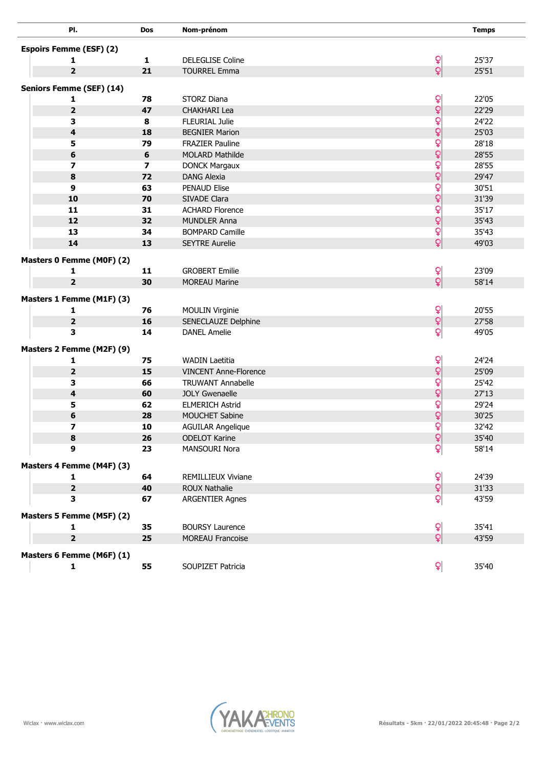| Pl. | Dos | Nom-prénom | | Temps |
|---|---|---|---|---|
| **Espoirs Femme (ESF) (2)** | | | | |
| 1 | 1 | DELEGLISE Coline | ♀ | 25'37 |
| 2 | 21 | TOURREL Emma | ♀ | 25'51 |
| **Seniors Femme (SEF) (14)** | | | | |
| 1 | 78 | STORZ Diana | ♀ | 22'05 |
| 2 | 47 | CHAKHARI Lea | ♀ | 22'29 |
| 3 | 8 | FLEURIAL Julie | ♀ | 24'22 |
| 4 | 18 | BEGNIER Marion | ♀ | 25'03 |
| 5 | 79 | FRAZIER Pauline | ♀ | 28'18 |
| 6 | 6 | MOLARD Mathilde | ♀ | 28'55 |
| 7 | 7 | DONCK Margaux | ♀ | 28'55 |
| 8 | 72 | DANG Alexia | ♀ | 29'47 |
| 9 | 63 | PENAUD Elise | ♀ | 30'51 |
| 10 | 70 | SIVADE Clara | ♀ | 31'39 |
| 11 | 31 | ACHARD Florence | ♀ | 35'17 |
| 12 | 32 | MUNDLER Anna | ♀ | 35'43 |
| 13 | 34 | BOMPARD Camille | ♀ | 35'43 |
| 14 | 13 | SEYTRE Aurelie | ♀ | 49'03 |
| **Masters 0 Femme (M0F) (2)** | | | | |
| 1 | 11 | GROBERT Emilie | ♀ | 23'09 |
| 2 | 30 | MOREAU Marine | ♀ | 58'14 |
| **Masters 1 Femme (M1F) (3)** | | | | |
| 1 | 76 | MOULIN Virginie | ♀ | 20'55 |
| 2 | 16 | SENECLAUZE Delphine | ♀ | 27'58 |
| 3 | 14 | DANEL Amelie | ♀ | 49'05 |
| **Masters 2 Femme (M2F) (9)** | | | | |
| 1 | 75 | WADIN Laetitia | ♀ | 24'24 |
| 2 | 15 | VINCENT Anne-Florence | ♀ | 25'09 |
| 3 | 66 | TRUWANT Annabelle | ♀ | 25'42 |
| 4 | 60 | JOLY Gwenaelle | ♀ | 27'13 |
| 5 | 62 | ELMERICH Astrid | ♀ | 29'24 |
| 6 | 28 | MOUCHET Sabine | ♀ | 30'25 |
| 7 | 10 | AGUILAR Angelique | ♀ | 32'42 |
| 8 | 26 | ODELOT Karine | ♀ | 35'40 |
| 9 | 23 | MANSOURI Nora | ♀ | 58'14 |
| **Masters 4 Femme (M4F) (3)** | | | | |
| 1 | 64 | REMILLIEUX Viviane | ♀ | 24'39 |
| 2 | 40 | ROUX Nathalie | ♀ | 31'33 |
| 3 | 67 | ARGENTIER Agnes | ♀ | 43'59 |
| **Masters 5 Femme (M5F) (2)** | | | | |
| 1 | 35 | BOURSY Laurence | ♀ | 35'41 |
| 2 | 25 | MOREAU Francoise | ♀ | 43'59 |
| **Masters 6 Femme (M6F) (1)** | | | | |
| 1 | 55 | SOUPIZET Patricia | ♀ | 35'40 |

Wiclax · www.wiclax.com

YAKA CHRONO EVENTS

Résultats - 5km · 22/01/2022 20:45:48